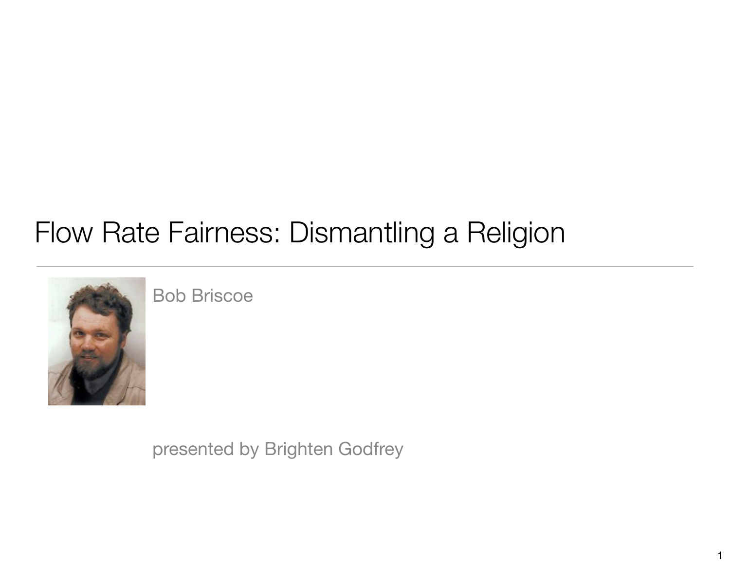# Flow Rate Fairness: Dismantling a Religion

Bob Briscoe

presented by Brighten Godfrey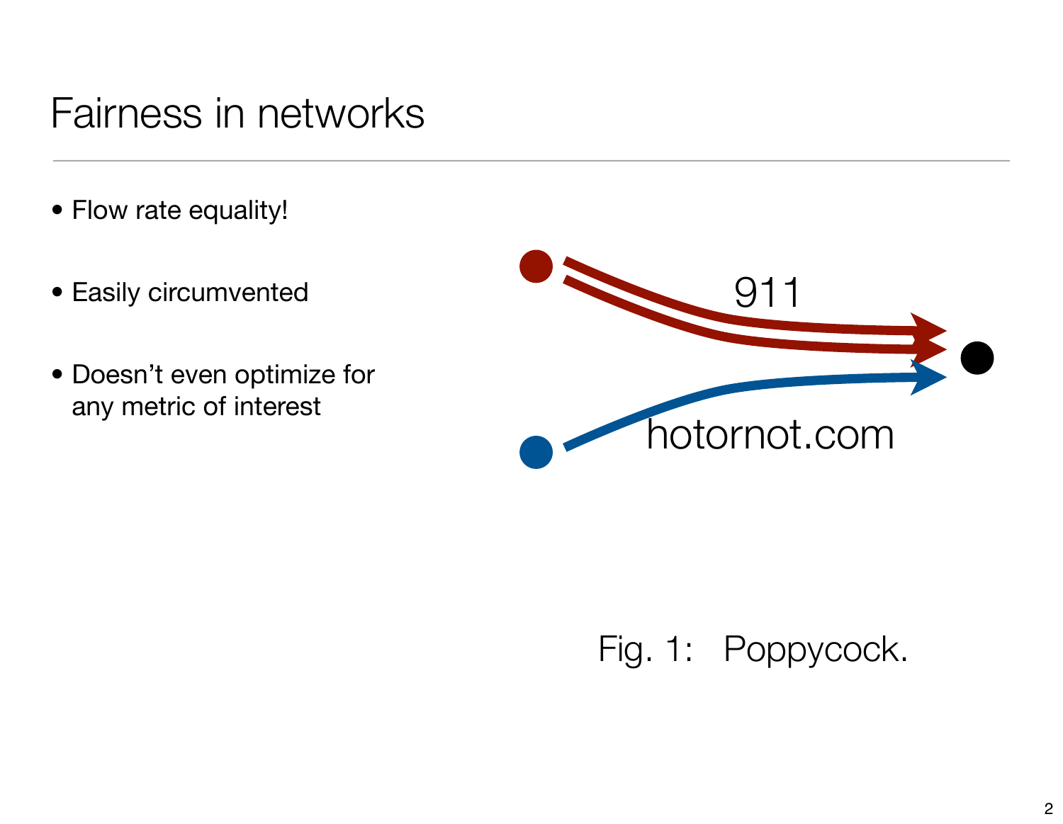# Fairness in networks

- Flow rate equality!
- Easily circumvented
- Doesn't even optimize for any metric of interest

911

hotornot.com

Fig. 1: Poppycock.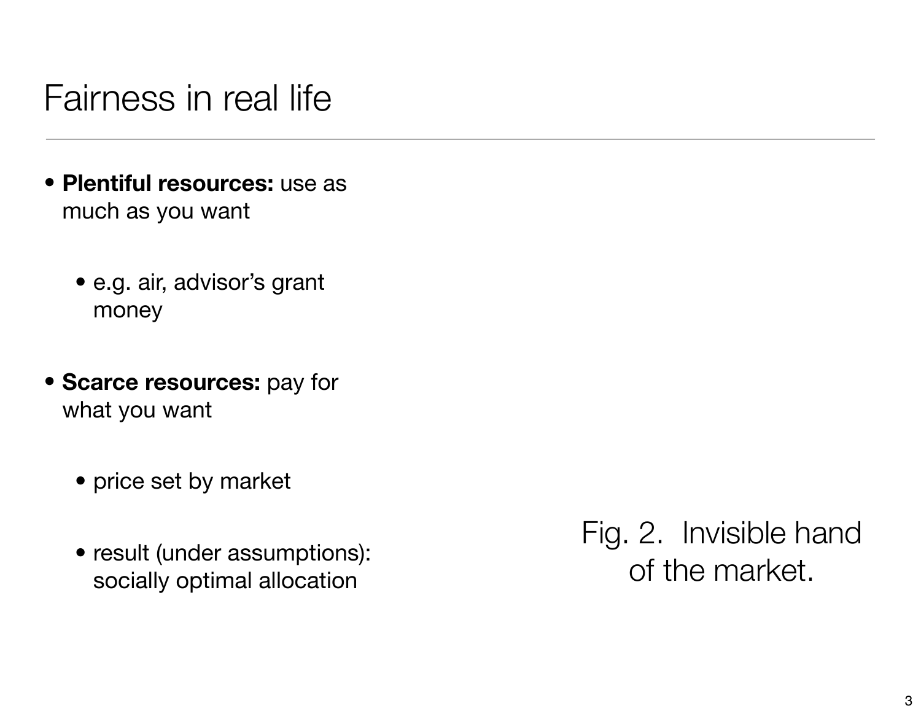# Fairness in real life

- **Plentiful resources:** use as much as you want
  - e.g. air, advisor's grant money
- **Scarce resources:** pay for what you want
  - price set by market
  - result (under assumptions): socially optimal allocation

Fig. 2. Invisible hand of the market.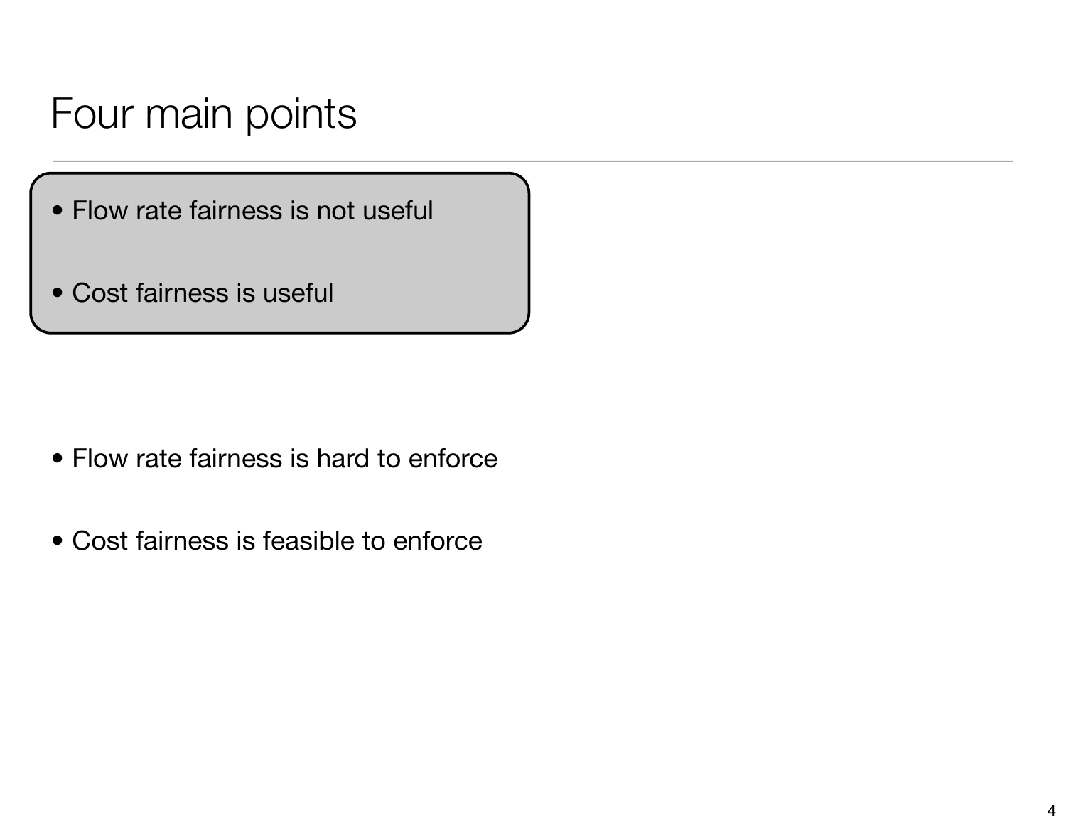# Four main points

- Flow rate fairness is not useful
- Cost fairness is useful

- Flow rate fairness is hard to enforce
- Cost fairness is feasible to enforce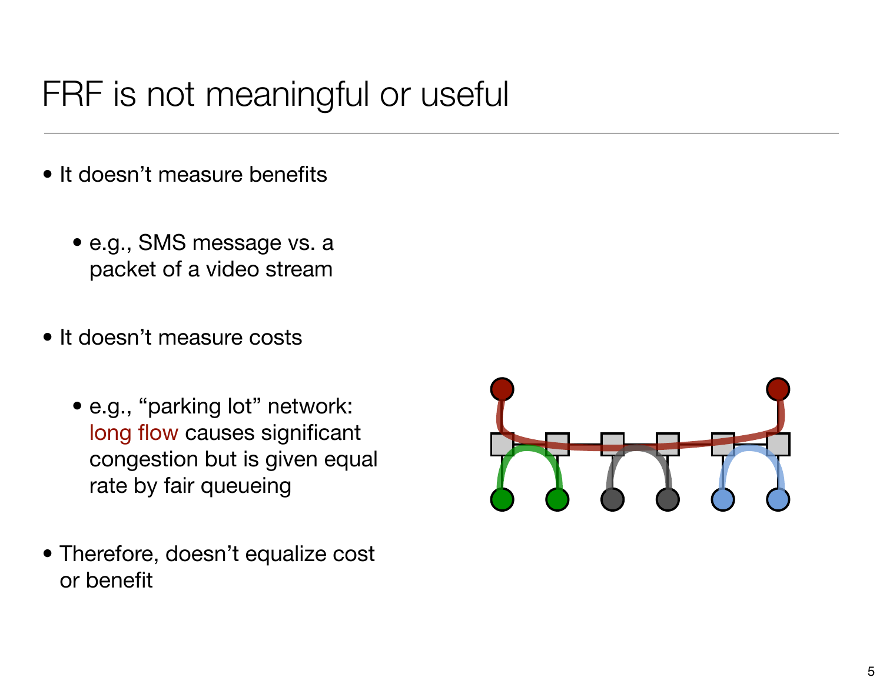# FRF is not meaningful or useful

- It doesn't measure benefits
  - e.g., SMS message vs. a packet of a video stream
- It doesn't measure costs
  - e.g., "parking lot" network: long flow causes significant congestion but is given equal rate by fair queueing
- Therefore, doesn't equalize cost or benefit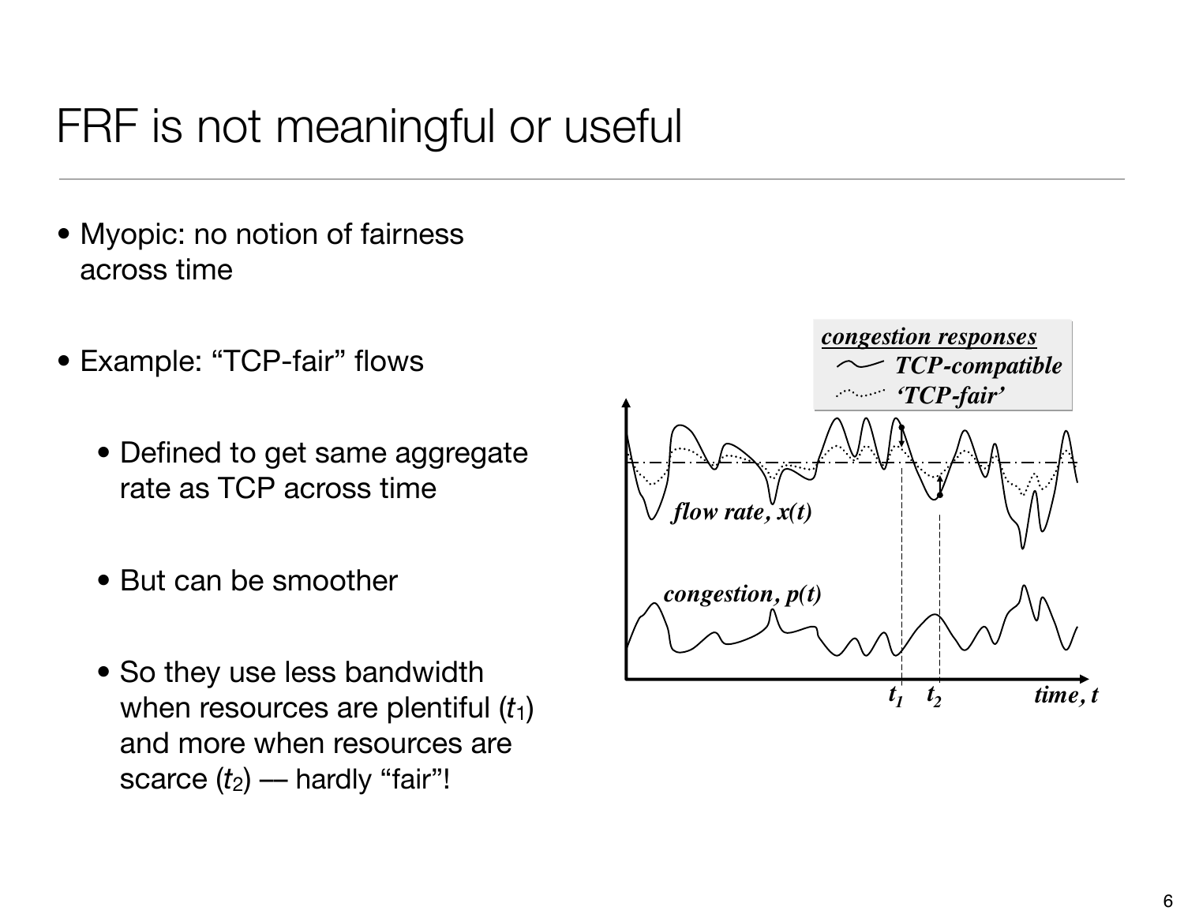# FRF is not meaningful or useful

- Myopic: no notion of fairness across time
- Example: “TCP-fair” flows
  - Defined to get same aggregate rate as TCP across time
  - But can be smoother
  - So they use less bandwidth when resources are plentiful ($t_1$) and more when resources are scarce ($t_2$) — hardly “fair”!

*congestion responses*
- *TCP-compatible*
- *‘TCP-fair’*

*flow rate, x(t)*

*congestion, p(t)*

$t_1$ $t_2$ *time, t*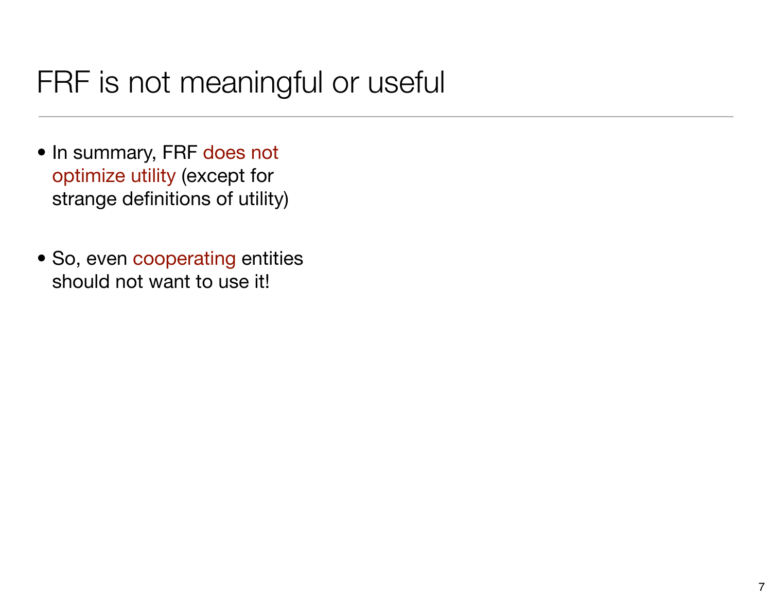# FRF is not meaningful or useful

- In summary, FRF does not optimize utility (except for strange definitions of utility)
- So, even cooperating entities should not want to use it!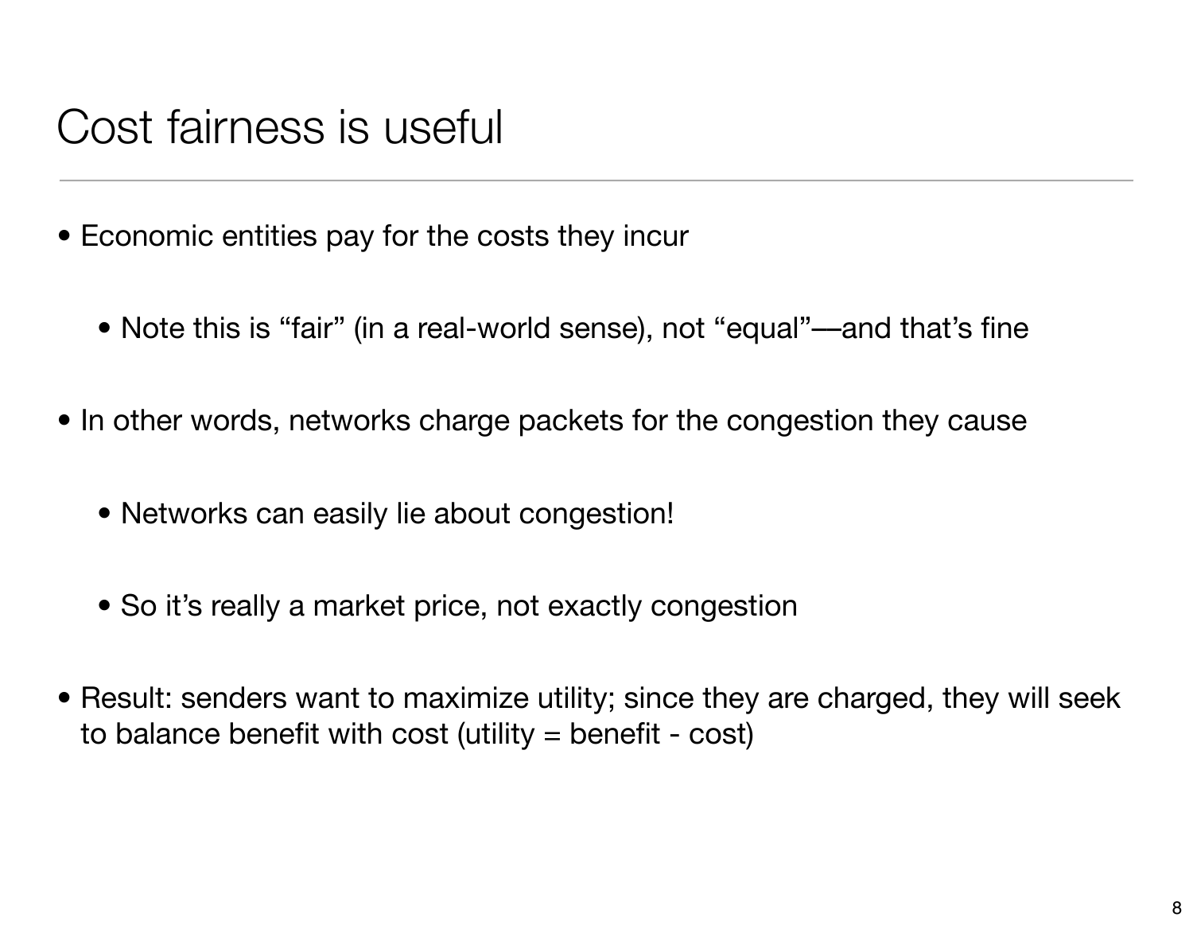# Cost fairness is useful

- Economic entities pay for the costs they incur
  - Note this is “fair” (in a real-world sense), not “equal”—and that’s fine
- In other words, networks charge packets for the congestion they cause
  - Networks can easily lie about congestion!
  - So it’s really a market price, not exactly congestion
- Result: senders want to maximize utility; since they are charged, they will seek to balance benefit with cost (utility = benefit - cost)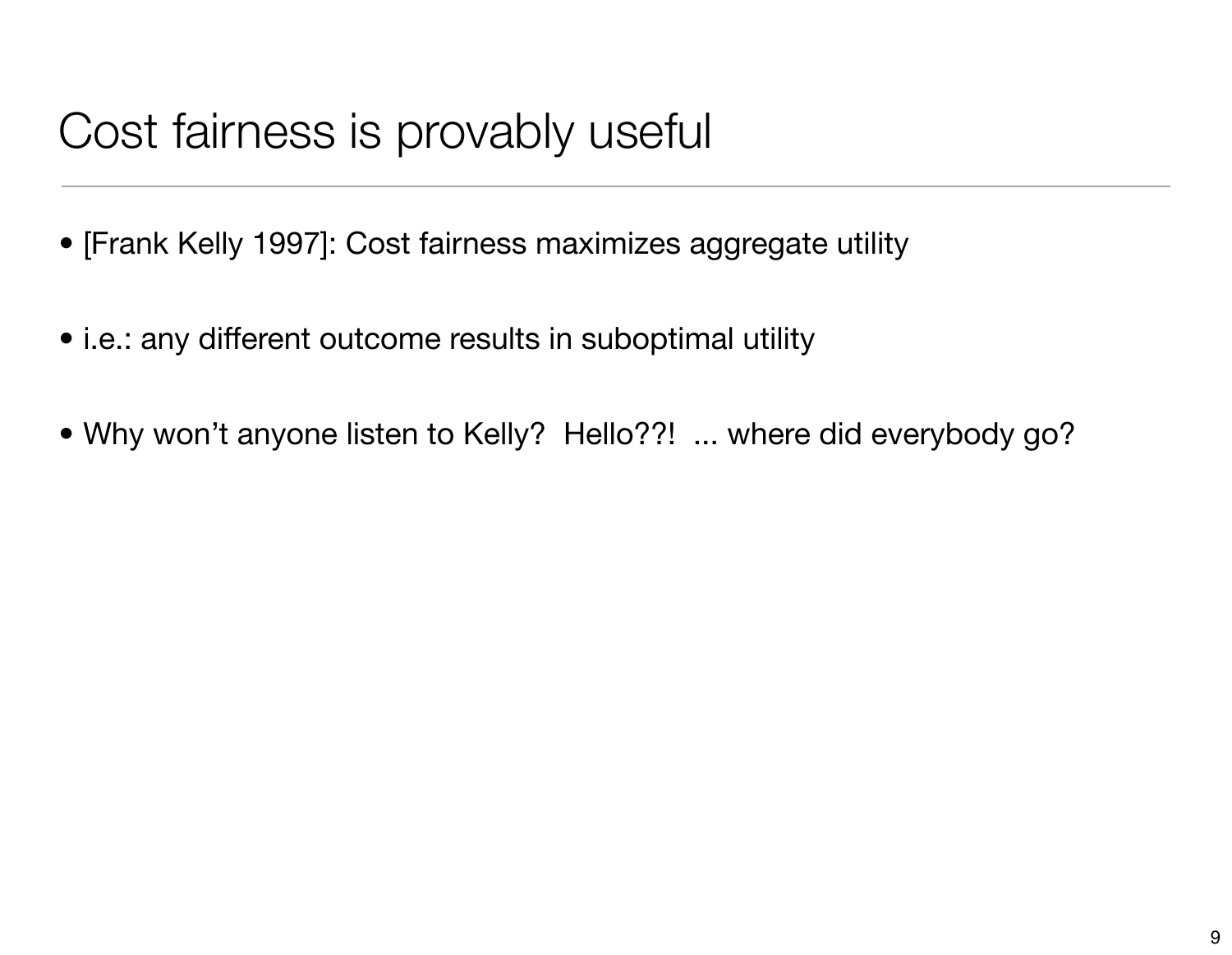# Cost fairness is provably useful

- [Frank Kelly 1997]: Cost fairness maximizes aggregate utility
- i.e.: any different outcome results in suboptimal utility
- Why won't anyone listen to Kelly?  Hello??!  ... where did everybody go?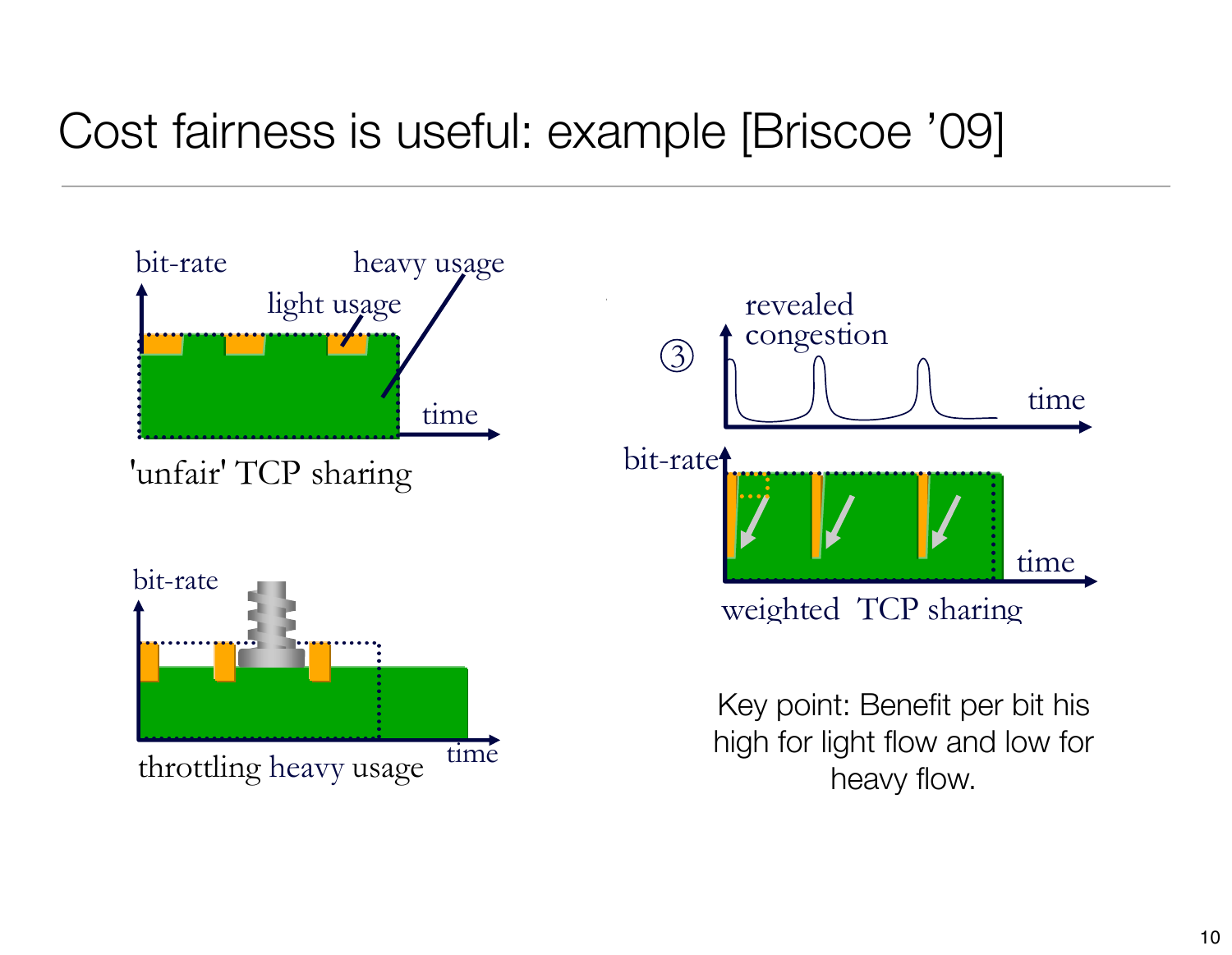# Cost fairness is useful: example [Briscoe '09]

bit-rate

heavy usage

light usage

time

'unfair' TCP sharing

bit-rate

time

throttling heavy usage

③

revealed congestion

time

bit-rate

time

weighted TCP sharing

Key point: Benefit per bit his high for light flow and low for heavy flow.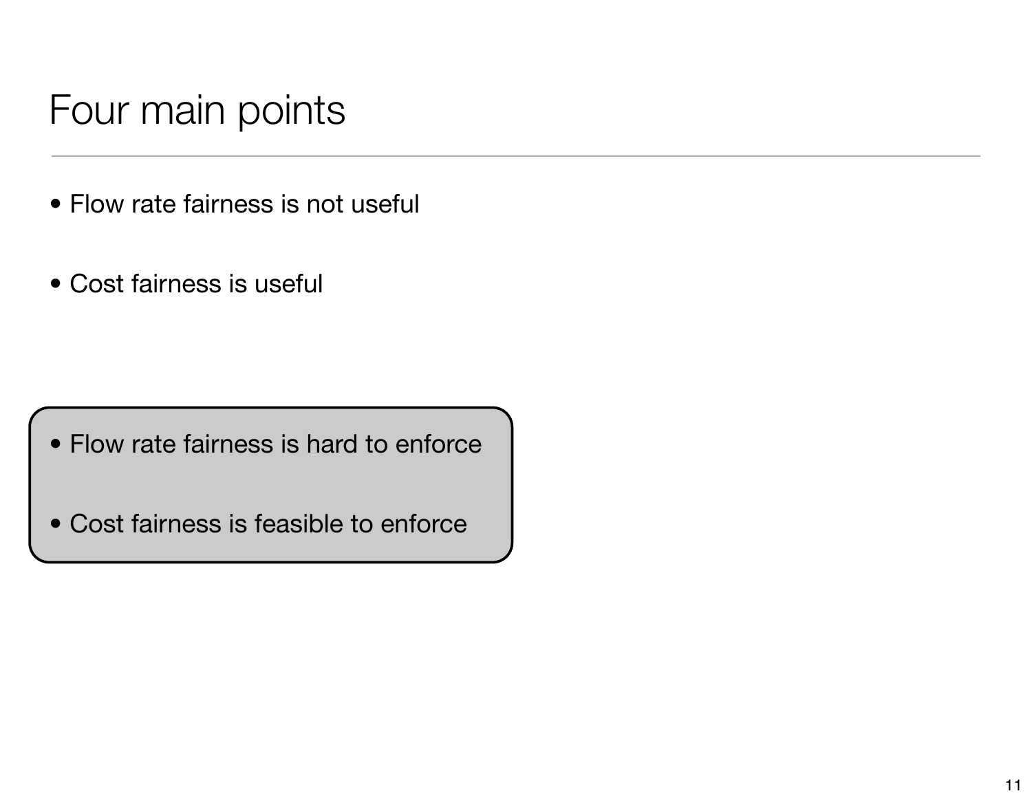# Four main points

- Flow rate fairness is not useful
- Cost fairness is useful
- Flow rate fairness is hard to enforce
- Cost fairness is feasible to enforce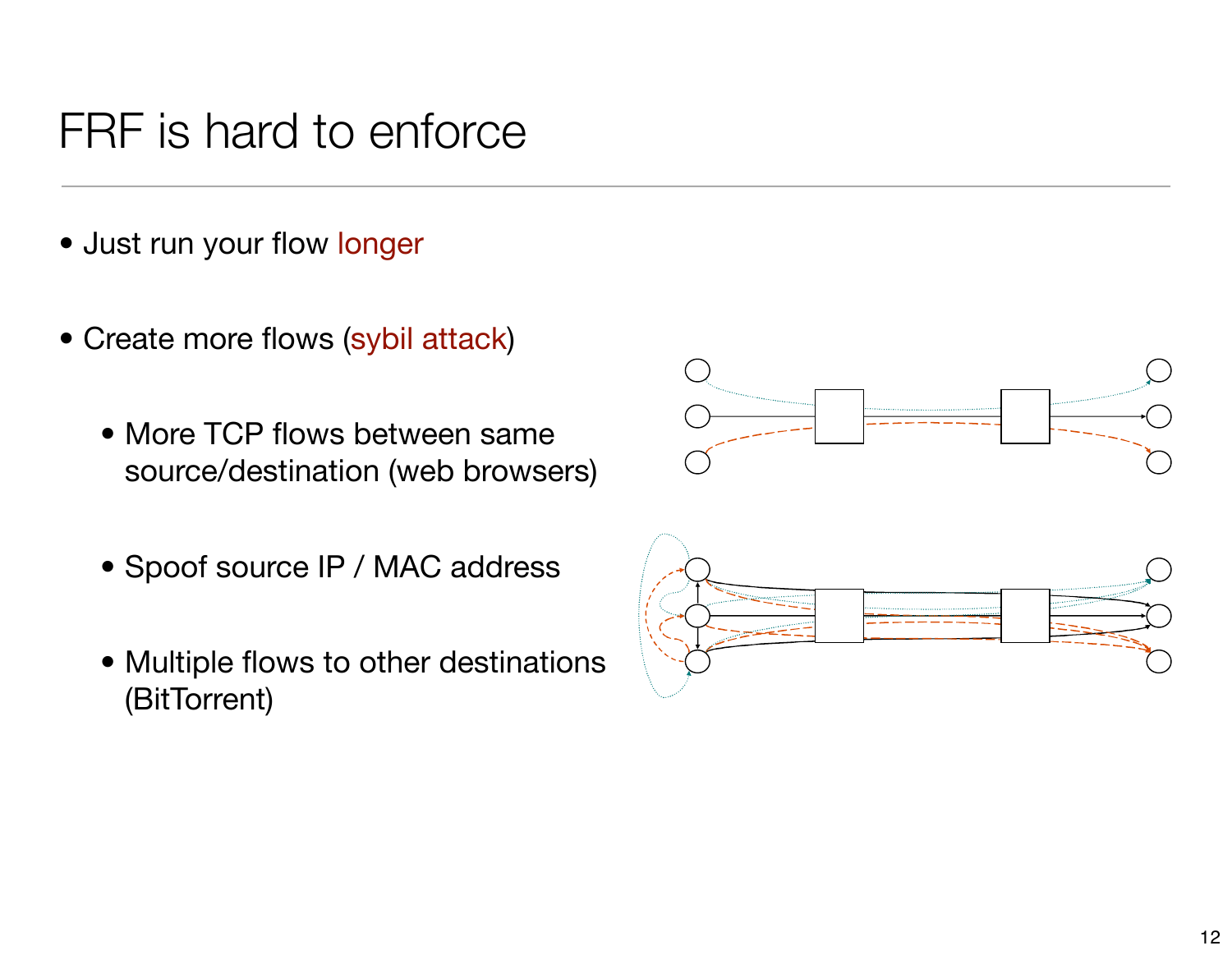# FRF is hard to enforce

- Just run your flow longer
- Create more flows (sybil attack)
  - More TCP flows between same source/destination (web browsers)
  - Spoof source IP / MAC address
  - Multiple flows to other destinations (BitTorrent)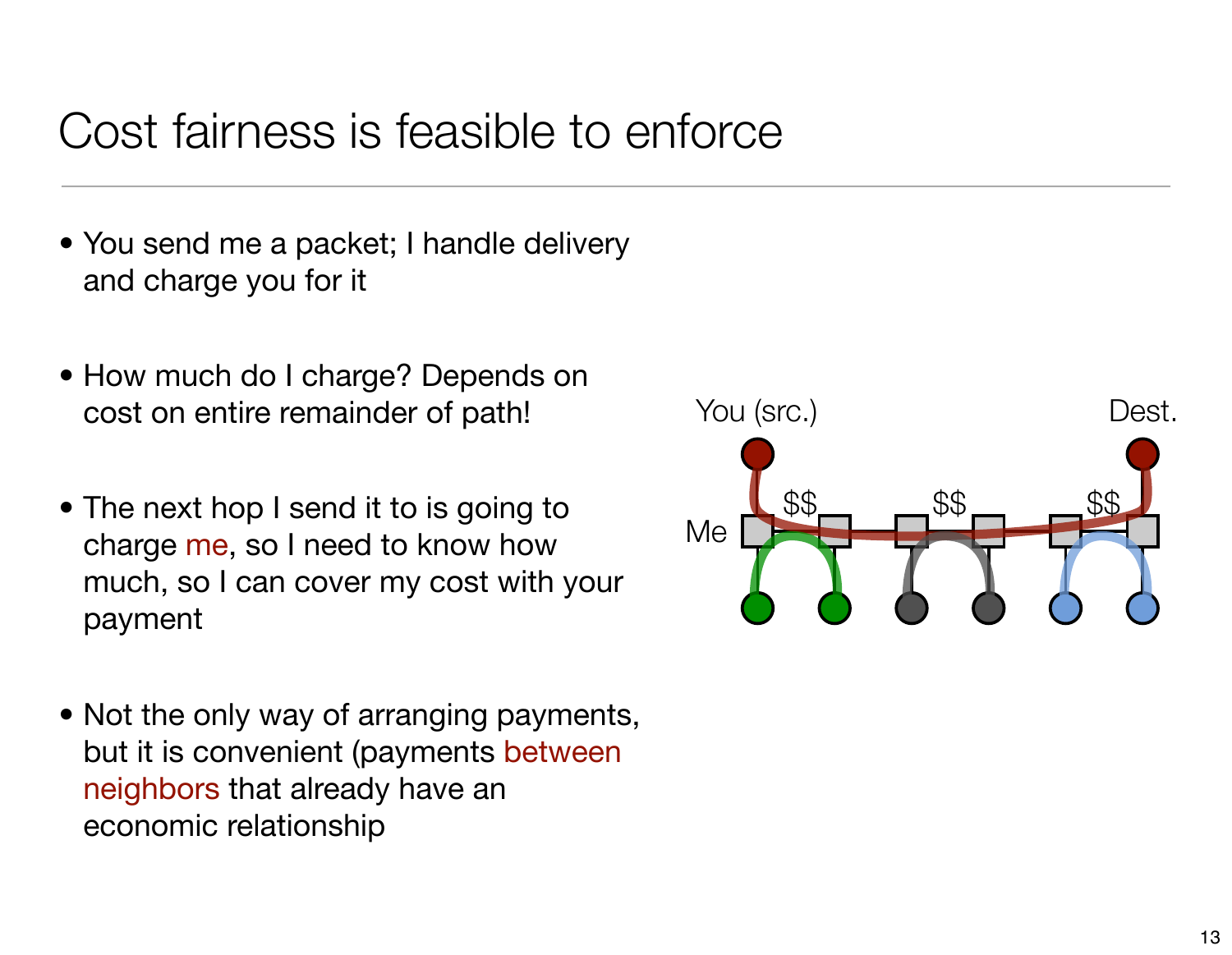# Cost fairness is feasible to enforce

- You send me a packet; I handle delivery and charge you for it
- How much do I charge? Depends on cost on entire remainder of path!
- The next hop I send it to is going to charge me, so I need to know how much, so I can cover my cost with your payment
- Not the only way of arranging payments, but it is convenient (payments between neighbors that already have an economic relationship

You (src.) Dest.

Me $$ $$ $$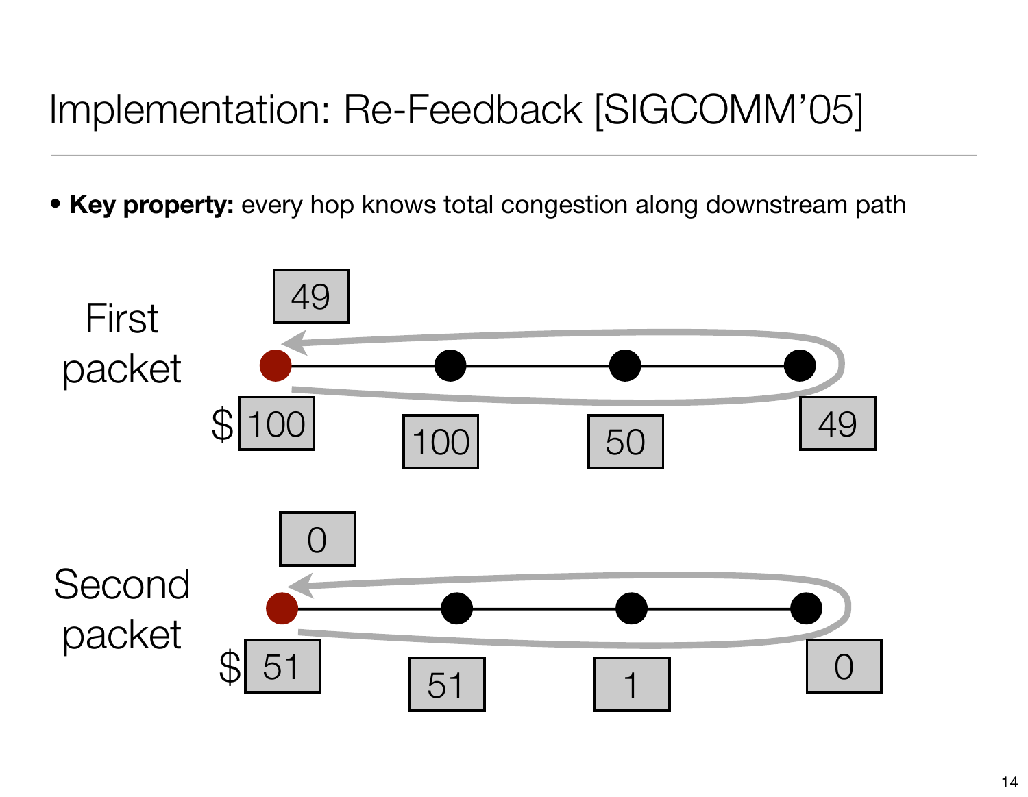# Implementation: Re-Feedback [SIGCOMM'05]

- **Key property:** every hop knows total congestion along downstream path

First packet

49

$ 100 &nbsp;&nbsp; 100 &nbsp;&nbsp; 50 &nbsp;&nbsp; 49

Second packet

0

$ 51 &nbsp;&nbsp; 51 &nbsp;&nbsp; 1 &nbsp;&nbsp; 0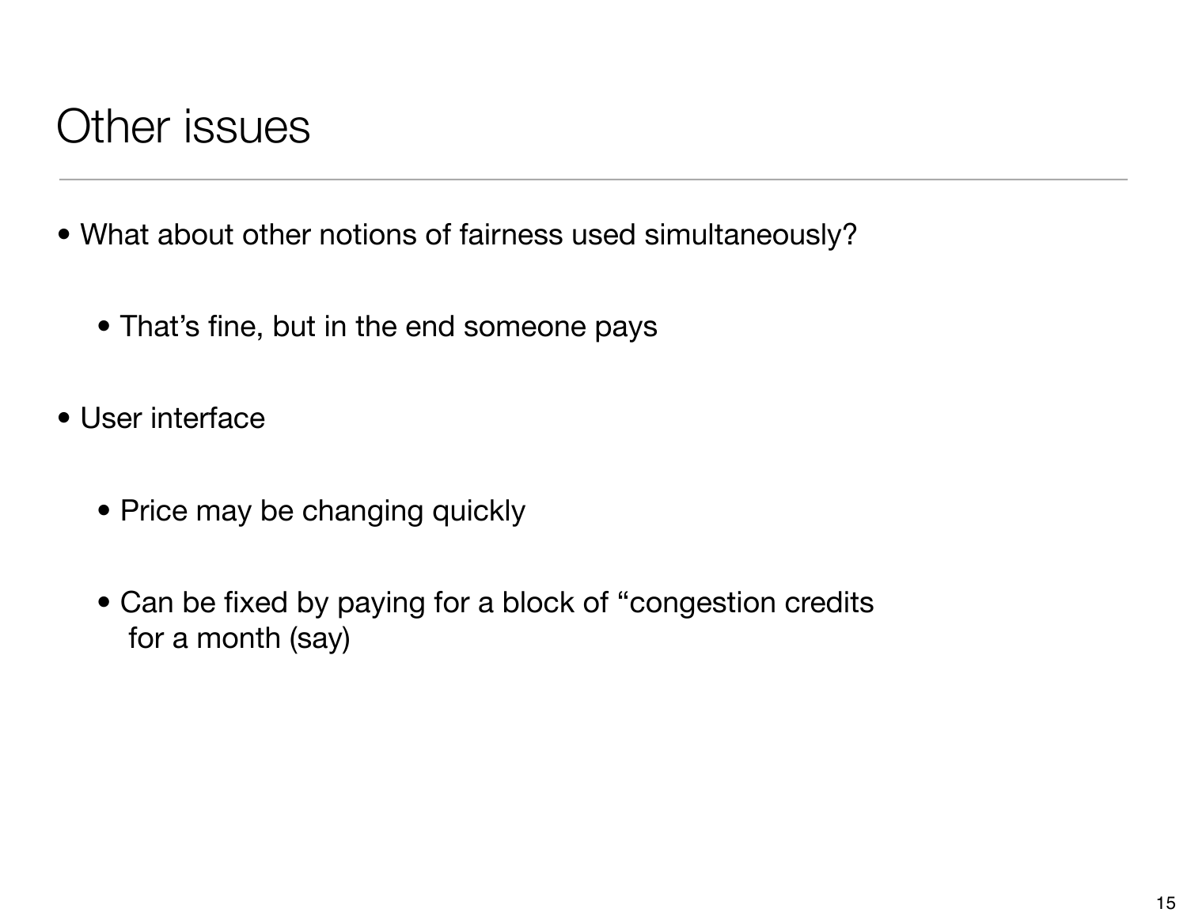# Other issues

- What about other notions of fairness used simultaneously?
  - That's fine, but in the end someone pays
- User interface
  - Price may be changing quickly
  - Can be fixed by paying for a block of "congestion credits for a month (say)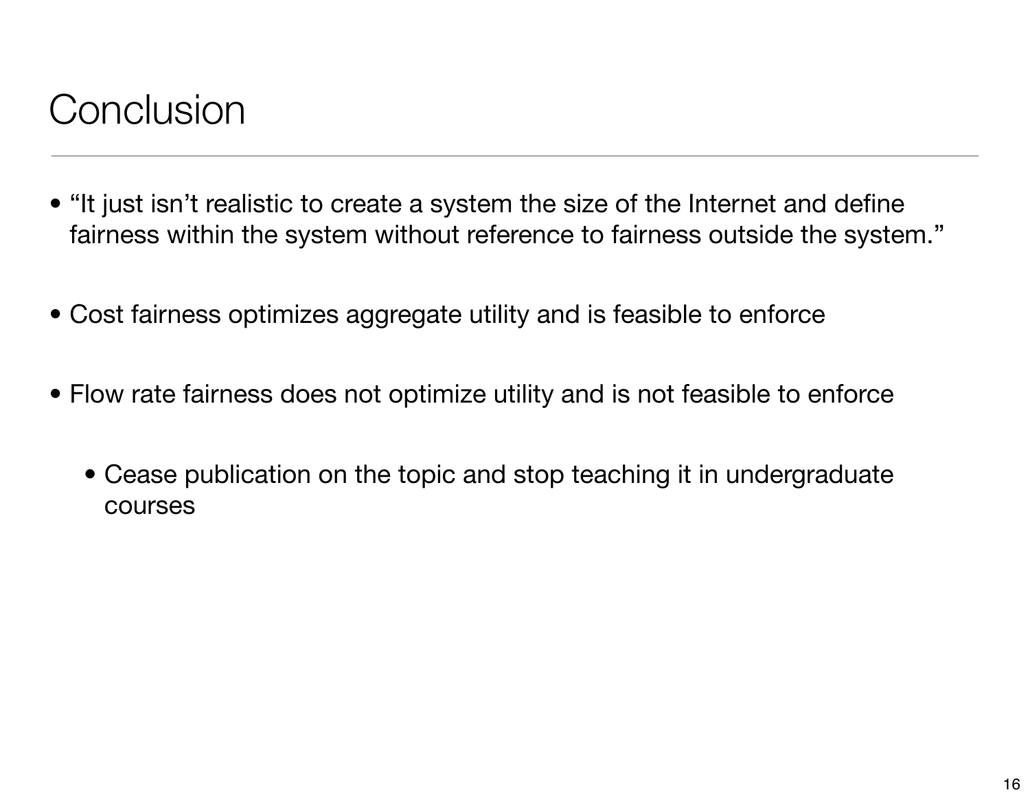# Conclusion

- "It just isn't realistic to create a system the size of the Internet and define fairness within the system without reference to fairness outside the system."
- Cost fairness optimizes aggregate utility and is feasible to enforce
- Flow rate fairness does not optimize utility and is not feasible to enforce
  - Cease publication on the topic and stop teaching it in undergraduate courses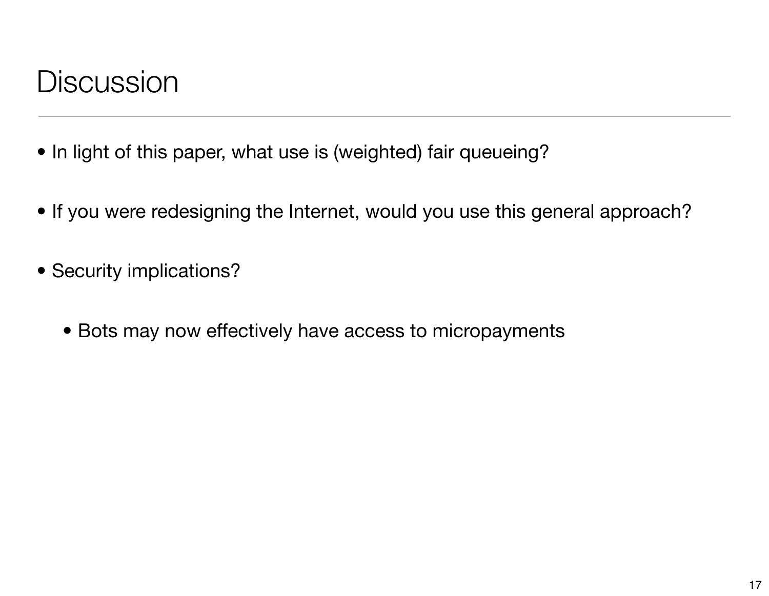# Discussion

- In light of this paper, what use is (weighted) fair queueing?
- If you were redesigning the Internet, would you use this general approach?
- Security implications?
  - Bots may now effectively have access to micropayments